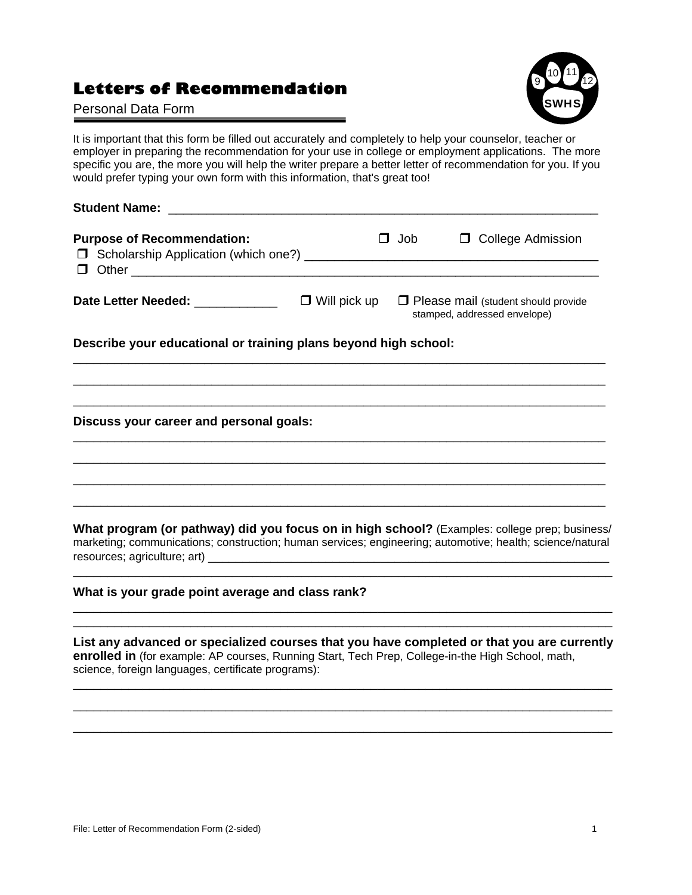# Letters of Recommendation

Personal Data Form

It is important that this form be filled out accurately and completely to help your counselor, teacher or employer in preparing the recommendation for your use in college or employment applications. The more specific you are, the more you will help the writer prepare a better letter of recommendation for you. If you would prefer typing your own form with this information, that's great too!

**Student Name:** ____________________________________________________________

**Purpose of Recommendation:** ☐ Job ☐ College Admission

☐ Scholarship Application (which one?) ____________________________________________

☐ Other _________________________________________________________________

**Date Letter Needed:** ___________ ☐ Will pick up ☐ Please mail (student should provide stamped, addressed envelope)

**Describe your educational or training plans beyond high school:**

_________________________________________________________________________

_________________________________________________________________________

_________________________________________________________________________

**Discuss your career and personal goals:**

_________________________________________________________________________

_________________________________________________________________________

_________________________________________________________________________

_________________________________________________________________________

**What program (or pathway) did you focus on in high school?** (Examples: college prep; business/marketing; communications; construction; human services; engineering; automotive; health; science/natural resources; agriculture; art) _______________________________________________

_________________________________________________________________________

**What is your grade point average and class rank?**

_________________________________________________________________________

_________________________________________________________________________

**List any advanced or specialized courses that you have completed or that you are currently enrolled in** (for example: AP courses, Running Start, Tech Prep, College-in-the High School, math, science, foreign languages, certificate programs):

_________________________________________________________________________

_________________________________________________________________________

_________________________________________________________________________

File: Letter of Recommendation Form (2-sided)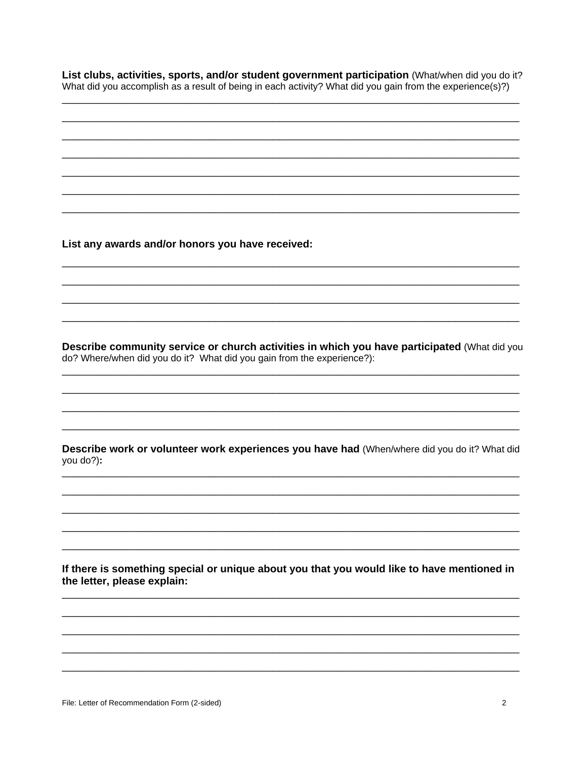**List clubs, activities, sports, and/or student government participation** (What/when did you do it? What did you accomplish as a result of being in each activity? What did you gain from the experience(s)?)

_______________________________________________________________________________

_______________________________________________________________________________

_______________________________________________________________________________

_______________________________________________________________________________

_______________________________________________________________________________

_______________________________________________________________________________

_______________________________________________________________________________

**List any awards and/or honors you have received:**

_______________________________________________________________________________

_______________________________________________________________________________

_______________________________________________________________________________

_______________________________________________________________________________

**Describe community service or church activities in which you have participated** (What did you do? Where/when did you do it? What did you gain from the experience?):

_______________________________________________________________________________

_______________________________________________________________________________

_______________________________________________________________________________

_______________________________________________________________________________

**Describe work or volunteer work experiences you have had** (When/where did you do it? What did you do?)**:**

_______________________________________________________________________________

_______________________________________________________________________________

_______________________________________________________________________________

_______________________________________________________________________________

_______________________________________________________________________________

**If there is something special or unique about you that you would like to have mentioned in the letter, please explain:**

_______________________________________________________________________________

_______________________________________________________________________________

_______________________________________________________________________________

_______________________________________________________________________________

_______________________________________________________________________________

File: Letter of Recommendation Form (2-sided)